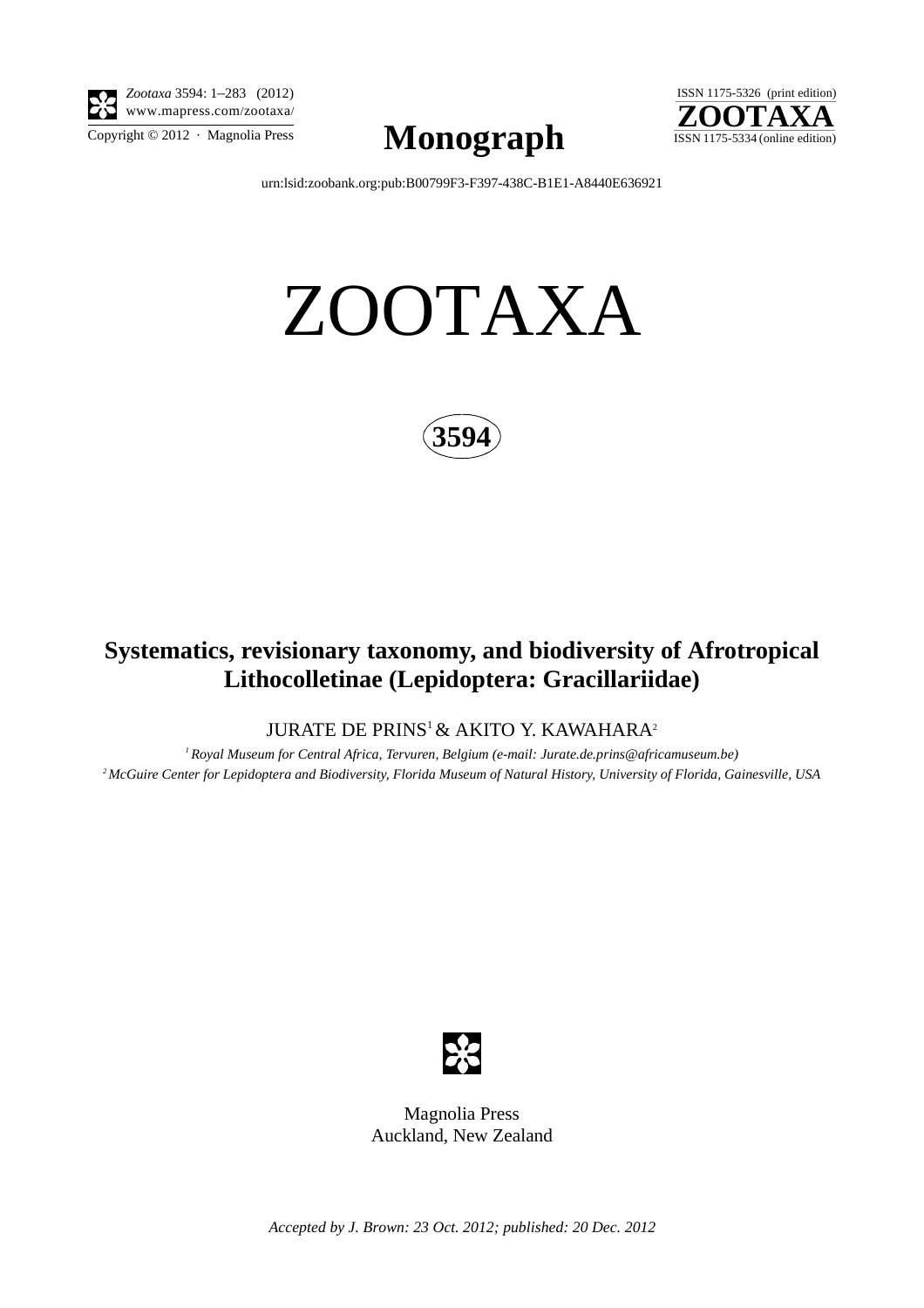*Zootaxa* 3594: 1–283 (2012)
www.mapress.com/zootaxa/
Copyright © 2012 · Magnolia Press

# Monograph

ISSN 1175-5326 (print edition)
**ZOOTAXA**
ISSN 1175-5334 (online edition)

urn:lsid:zoobank.org:pub:B00799F3-F397-438C-B1E1-A8440E636921

# ZOOTAXA

**3594**

## Systematics, revisionary taxonomy, and biodiversity of Afrotropical Lithocolletinae (Lepidoptera: Gracillariidae)

JURATE DE PRINS[1] & AKITO Y. KAWAHARA[2]

[1] *Royal Museum for Central Africa, Tervuren, Belgium (e-mail: Jurate.de.prins@africamuseum.be)*
[2] *McGuire Center for Lepidoptera and Biodiversity, Florida Museum of Natural History, University of Florida, Gainesville, USA*

Magnolia Press
Auckland, New Zealand

*Accepted by J. Brown: 23 Oct. 2012; published: 20 Dec. 2012*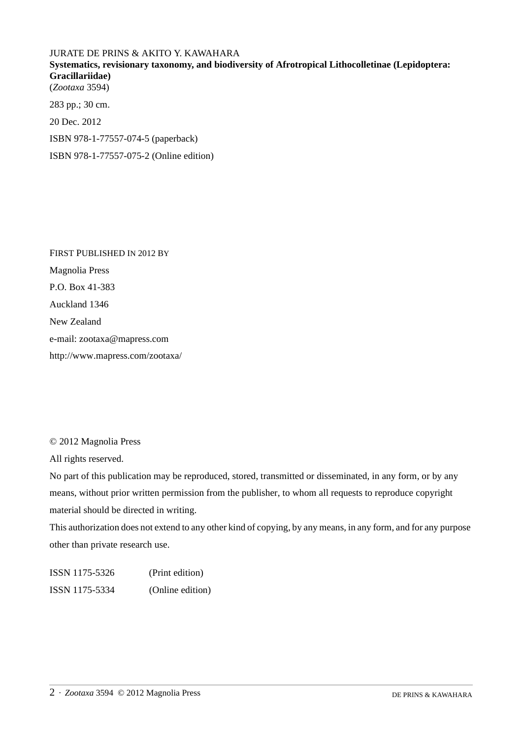JURATE DE PRINS & AKITO Y. KAWAHARA

**Systematics, revisionary taxonomy, and biodiversity of Afrotropical Lithocolletinae (Lepidoptera: Gracillariidae)**

(*Zootaxa* 3594)

283 pp.; 30 cm.

20 Dec. 2012

ISBN 978-1-77557-074-5 (paperback)

ISBN 978-1-77557-075-2 (Online edition)

FIRST PUBLISHED IN 2012 BY

Magnolia Press

P.O. Box 41-383

Auckland 1346

New Zealand

e-mail: zootaxa@mapress.com

http://www.mapress.com/zootaxa/

© 2012 Magnolia Press

All rights reserved.

No part of this publication may be reproduced, stored, transmitted or disseminated, in any form, or by any means, without prior written permission from the publisher, to whom all requests to reproduce copyright material should be directed in writing.

This authorization does not extend to any other kind of copying, by any means, in any form, and for any purpose other than private research use.

| | |
|---|---|
| ISSN 1175-5326 | (Print edition) |
| ISSN 1175-5334 | (Online edition) |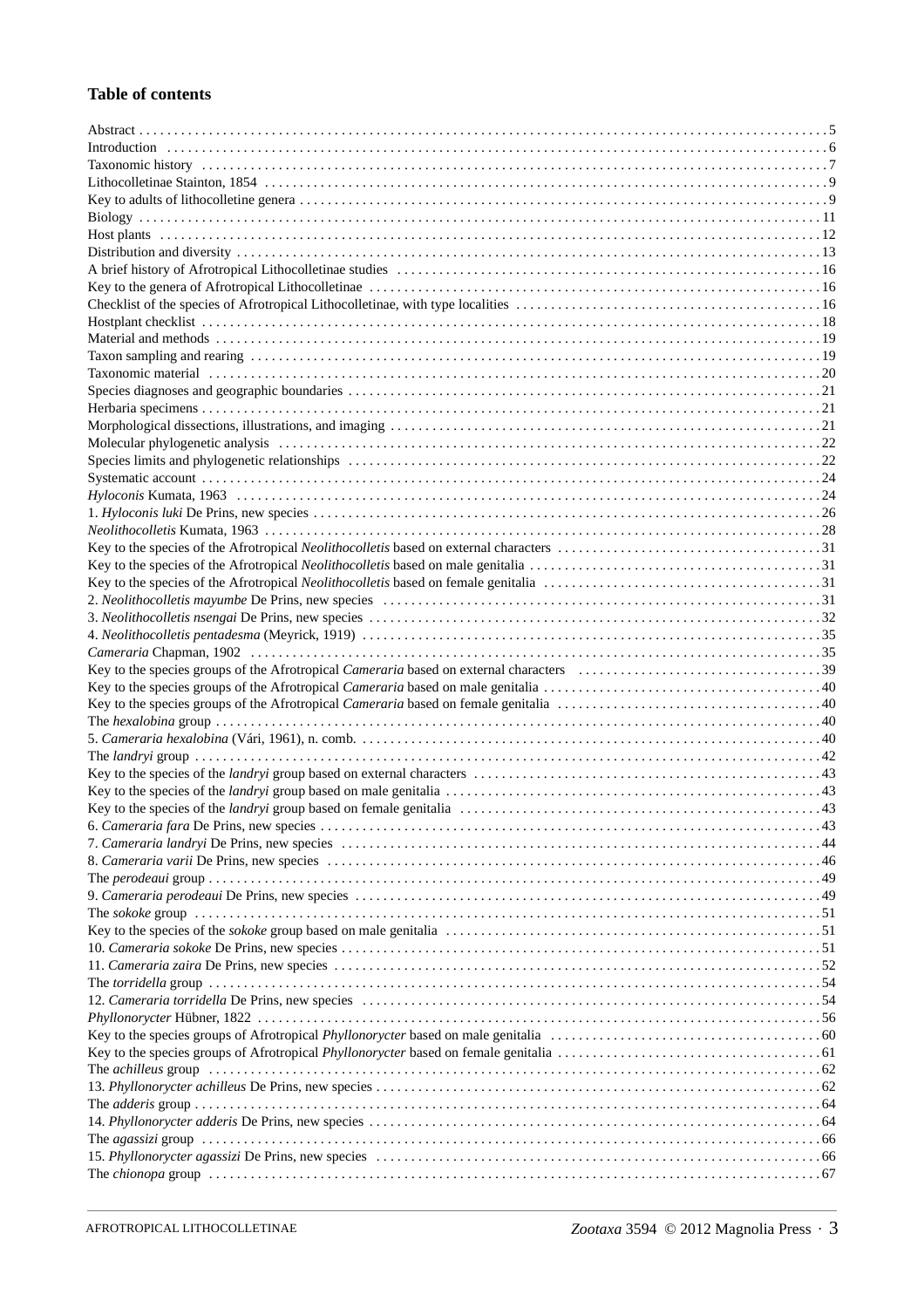## Table of contents

Abstract . . . . . . . . . . 5
Introduction . . . . . . . . . . 6
Taxonomic history . . . . . . . . . . 7
Lithocolletinae Stainton, 1854 . . . . . . . . . . 9
Key to adults of lithocolletine genera . . . . . . . . . . 9
Biology . . . . . . . . . . 11
Host plants . . . . . . . . . . 12
Distribution and diversity . . . . . . . . . . 13
A brief history of Afrotropical Lithocolletinae studies . . . . . . . . . . 16
Key to the genera of Afrotropical Lithocolletinae . . . . . . . . . . 16
Checklist of the species of Afrotropical Lithocolletinae, with type localities . . . . . . . . . . 16
Hostplant checklist . . . . . . . . . . 18
Material and methods . . . . . . . . . . 19
Taxon sampling and rearing . . . . . . . . . . 19
Taxonomic material . . . . . . . . . . 20
Species diagnoses and geographic boundaries . . . . . . . . . . 21
Herbaria specimens . . . . . . . . . . 21
Morphological dissections, illustrations, and imaging . . . . . . . . . . 21
Molecular phylogenetic analysis . . . . . . . . . . 22
Species limits and phylogenetic relationships . . . . . . . . . . 22
Systematic account . . . . . . . . . . 24
*Hyloconis* Kumata, 1963 . . . . . . . . . . 24
1. *Hyloconis luki* De Prins, new species . . . . . . . . . . 26
*Neolithocolletis* Kumata, 1963 . . . . . . . . . . 28
Key to the species of the Afrotropical *Neolithocolletis* based on external characters . . . . . . . . . . 31
Key to the species of the Afrotropical *Neolithocolletis* based on male genitalia . . . . . . . . . . 31
Key to the species of the Afrotropical *Neolithocolletis* based on female genitalia . . . . . . . . . . 31
2. *Neolithocolletis mayumbe* De Prins, new species . . . . . . . . . . 31
3. *Neolithocolletis nsengai* De Prins, new species . . . . . . . . . . 32
4. *Neolithocolletis pentadesma* (Meyrick, 1919) . . . . . . . . . . 35
*Cameraria* Chapman, 1902 . . . . . . . . . . 35
Key to the species groups of the Afrotropical *Cameraria* based on external characters . . . . . . . . . . 39
Key to the species groups of the Afrotropical *Cameraria* based on male genitalia . . . . . . . . . . 40
Key to the species groups of the Afrotropical *Cameraria* based on female genitalia . . . . . . . . . . 40
The *hexalobina* group . . . . . . . . . . 40
5. *Cameraria hexalobina* (Vári, 1961), n. comb. . . . . . . . . . . 40
The *landryi* group . . . . . . . . . . 42
Key to the species of the *landryi* group based on external characters . . . . . . . . . . 43
Key to the species of the *landryi* group based on male genitalia . . . . . . . . . . 43
Key to the species of the *landryi* group based on female genitalia . . . . . . . . . . 43
6. *Cameraria fara* De Prins, new species . . . . . . . . . . 43
7. *Cameraria landryi* De Prins, new species . . . . . . . . . . 44
8. *Cameraria varii* De Prins, new species . . . . . . . . . . 46
The *perodeaui* group . . . . . . . . . . 49
9. *Cameraria perodeaui* De Prins, new species . . . . . . . . . . 49
The *sokoke* group . . . . . . . . . . 51
Key to the species of the *sokoke* group based on male genitalia . . . . . . . . . . 51
10. *Cameraria sokoke* De Prins, new species . . . . . . . . . . 51
11. *Cameraria zaira* De Prins, new species . . . . . . . . . . 52
The *torridella* group . . . . . . . . . . 54
12. *Cameraria torridella* De Prins, new species . . . . . . . . . . 54
*Phyllonorycter* Hübner, 1822 . . . . . . . . . . 56
Key to the species groups of Afrotropical *Phyllonorycter* based on male genitalia . . . . . . . . . . 60
Key to the species groups of Afrotropical *Phyllonorycter* based on female genitalia . . . . . . . . . . 61
The *achilleus* group . . . . . . . . . . 62
13. *Phyllonorycter achilleus* De Prins, new species . . . . . . . . . . 62
The *adderis* group . . . . . . . . . . 64
14. *Phyllonorycter adderis* De Prins, new species . . . . . . . . . . 64
The *agassizi* group . . . . . . . . . . 66
15. *Phyllonorycter agassizi* De Prins, new species . . . . . . . . . . 66
The *chionopa* group . . . . . . . . . . 67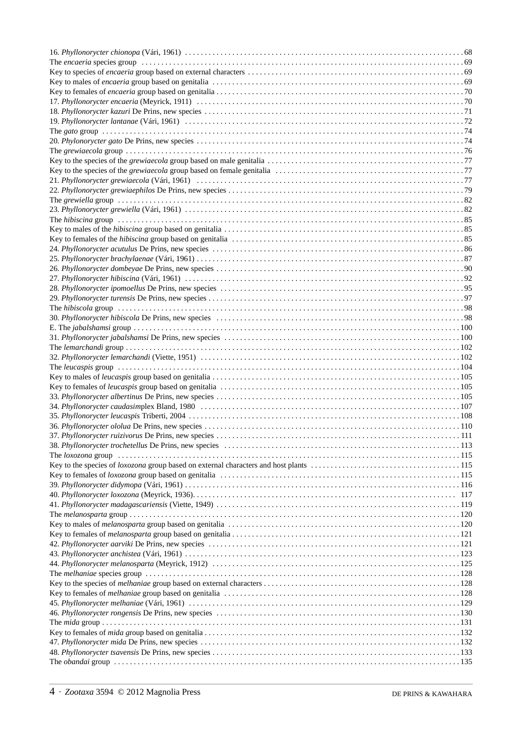16. *Phyllonorycter chionopa* (Vári, 1961) ........ 68
The *encaeria* species group ........ 69
Key to species of *encaeria* group based on external characters ........ 69
Key to males of *encaeria* group based on genitalia ........ 69
Key to females of *encaeria* group based on genitalia ........ 70
17. *Phyllonorycter encaeria* (Meyrick, 1911) ........ 70
18. *Phyllonorycter kazuri* De Prins, new species ........ 71
19. *Phyllonorycter lantanae* (Vári, 1961) ........ 72
The *gato* group ........ 74
20. *Phylonorycter gato* De Prins, new species ........ 74
The *grewiaecola* group ........ 76
Key to the species of the *grewiaecola* group based on male genitalia ........ 77
Key to the species of the *grewiaecola* group based on female genitalia ........ 77
21. *Phyllonorycter grewiaecola* (Vári, 1961) ........ 77
22. *Phyllonorycter grewiaephilos* De Prins, new species ........ 79
The *grewiella* group ........ 82
23. *Phyllonorycter grewiella* (Vári, 1961) ........ 82
The *hibiscina* group ........ 85
Key to males of the *hibiscina* group based on genitalia ........ 85
Key to females of the *hibiscina* group based on genitalia ........ 85
24. *Phyllonorycter acutulus* De Prins, new species ........ 86
25. *Phyllonorycter brachylaenae* (Vári, 1961) ........ 87
26. *Phyllonorycter dombeyae* De Prins, new species ........ 90
27. *Phyllonorycter hibiscina* (Vári, 1961) ........ 92
28. *Phyllonorycter ipomoellus* De Prins, new species ........ 95
29. *Phyllonorycter turensis* De Prins, new species ........ 97
The *hibiscola* group ........ 98
30. *Phyllonorycter hibiscola* De Prins, new species ........ 98
E. The *jabalshamsi* group ........ 100
31. *Phyllonorycter jabalshamsi* De Prins, new species ........ 100
The *lemarchandi* group ........ 102
32. *Phyllonorycter lemarchandi* (Viette, 1951) ........ 102
The *leucaspis* group ........ 104
Key to males of *leucaspis* group based on genitalia ........ 105
Key to females of *leucaspis* group based on genitalia ........ 105
33. *Phyllonorycter albertinus* De Prins, new species ........ 105
34. *Phyllonorycter caudasim*plex Bland, 1980 ........ 107
35. *Phyllonorycter leucaspis* Triberti, 2004 ........ 108
36. *Phyllonorycter ololua* De Prins, new species ........ 110
37. *Phyllonorycter ruizivorus* De Prins, new species ........ 111
38. *Phyllonorycter trochetellus* De Prins, new species ........ 113
The *loxozona* group ........ 115
Key to the species of *loxozona* group based on external characters and host plants ........ 115
Key to females of *loxozona* group based on genitalia ........ 115
39. *Phyllonorycter didymopa* (Vári, 1961) ........ 116
40. *Phyllonorycter loxozona* (Meyrick, 1936). ........ 117
41. *Phyllonorycter madagascariensis* (Viette, 1949) ........ 119
The *melanosparta* group ........ 120
Key to males of *melanosparta* group based on genitalia ........ 120
Key to females of *melanosparta* group based on genitalia ........ 121
42. *Phyllonorycter aarviki* De Prins, new species ........ 121
43. *Phyllonorycter anchistea* (Vári, 1961) ........ 123
44. *Phyllonorycter melanosparta* (Meyrick, 1912) ........ 125
The *melhaniae* species group ........ 128
Key to the species of *melhaniae* group based on external characters ........ 128
Key to females of *melhaniae* group based on genitalia ........ 128
45. *Phyllonorycter melhaniae* (Vári, 1961) ........ 129
46. *Phyllonorycter rongensis* De Prins, new species ........ 130
The *mida* group ........ 131
Key to females of *mida g*roup based on genitalia ........ 132
47. *Phyllonorycter mida* De Prins, new species ........ 132
48. *Phyllonorycter tsavensis* De Prins, new species ........ 133
The *obandai* group ........ 135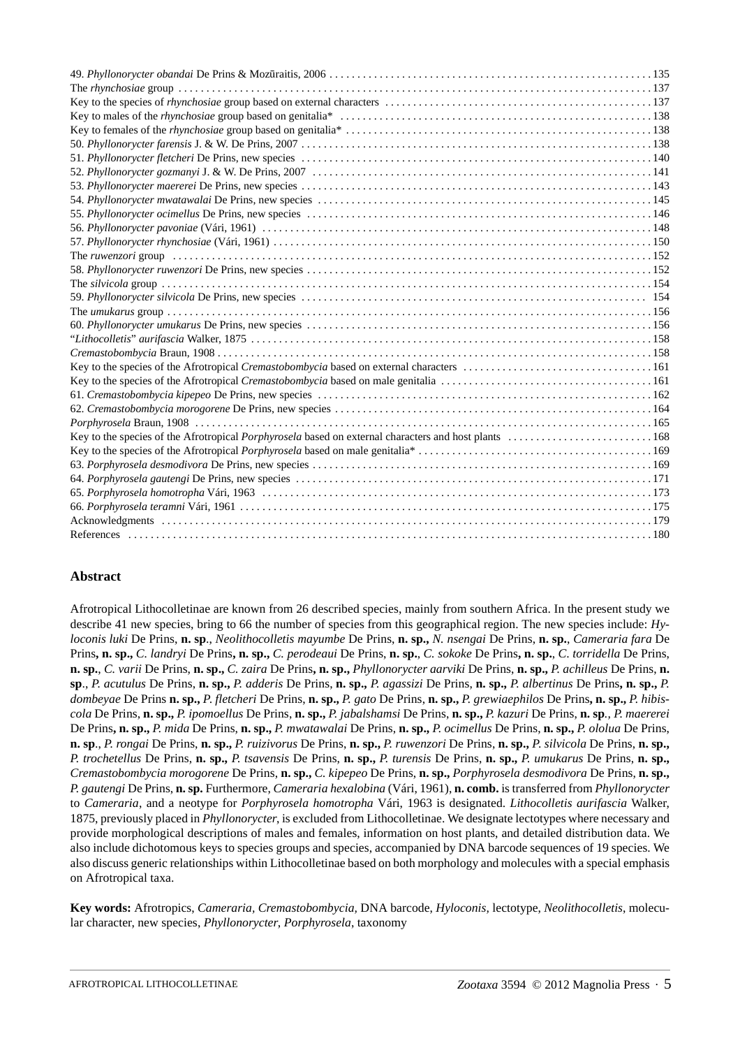49. *Phyllonorycter obandai* De Prins & Mozūraitis, 2006 . . . . . . . . . . 135
The *rhynchosiae* group . . . . . . . . . . 137
Key to the species of *rhynchosiae* group based on external characters . . . . . . . . . . 137
Key to males of the *rhynchosiae* group based on genitalia* . . . . . . . . . . 138
Key to females of the *rhynchosiae* group based on genitalia* . . . . . . . . . . 138
50. *Phyllonorycter farensis* J. & W. De Prins, 2007 . . . . . . . . . . 138
51. *Phyllonorycter fletcheri* De Prins, new species . . . . . . . . . . 140
52. *Phyllonorycter gozmanyi* J. & W. De Prins, 2007 . . . . . . . . . . 141
53. *Phyllonorycter maererei* De Prins, new species . . . . . . . . . . 143
54. *Phyllonorycter mwatawalai* De Prins, new species . . . . . . . . . . 145
55. *Phyllonorycter ocimellus* De Prins, new species . . . . . . . . . . 146
56. *Phyllonorycter pavoniae* (Vári, 1961) . . . . . . . . . . 148
57. *Phyllonorycter rhynchosiae* (Vári, 1961) . . . . . . . . . . 150
The *ruwenzori* group . . . . . . . . . . 152
58. *Phyllonorycter ruwenzori* De Prins, new species . . . . . . . . . . 152
The *silvicola* group . . . . . . . . . . 154
59. *Phyllonorycter silvicola* De Prins, new species . . . . . . . . . . 154
The *umukarus* group . . . . . . . . . . 156
60. *Phyllonorycter umukarus* De Prins, new species . . . . . . . . . . 156
"*Lithocolletis*" *aurifascia* Walker, 1875 . . . . . . . . . . 158
*Cremastobombycia* Braun, 1908 . . . . . . . . . . 158
Key to the species of the Afrotropical *Cremastobombycia* based on external characters . . . . . . . . . . 161
Key to the species of the Afrotropical *Cremastobombycia* based on male genitalia . . . . . . . . . . 161
61. *Cremastobombycia kipepeo* De Prins, new species . . . . . . . . . . 162
62. *Cremastobombycia morogorene* De Prins, new species . . . . . . . . . . 164
*Porphyrosela* Braun, 1908 . . . . . . . . . . 165
Key to the species of the Afrotropical *Porphyrosela* based on external characters and host plants . . . . . . . . . . 168
Key to the species of the Afrotropical *Porphyrosela* based on male genitalia* . . . . . . . . . . 169
63. *Porphyrosela desmodivora* De Prins, new species . . . . . . . . . . 169
64. *Porphyrosela gautengi* De Prins, new species . . . . . . . . . . 171
65. *Porphyrosela homotropha* Vári, 1963 . . . . . . . . . . 173
66. *Porphyrosela teramni* Vári, 1961 . . . . . . . . . . 175
Acknowledgments . . . . . . . . . . 179
References . . . . . . . . . . 180

## Abstract

Afrotropical Lithocolletinae are known from 26 described species, mainly from southern Africa. In the present study we describe 41 new species, bring to 66 the number of species from this geographical region. The new species include: *Hyloconis luki* De Prins, **n. sp**., *Neolithocolletis mayumbe* De Prins, **n. sp.,** *N. nsengai* De Prins, **n. sp.**, *Cameraria fara* De Prins**, n. sp.,** *C. landryi* De Prins**, n. sp.,** *C. perodeaui* De Prins, **n. sp.**, *C. sokoke* De Prins**, n. sp.**, *C. torridella* De Prins, **n. sp.**, *C. varii* De Prins, **n. sp.,** *C. zaira* De Prins**, n. sp.,** *Phyllonorycter aarviki* De Prins, **n. sp.,** *P. achilleus* De Prins, **n. sp**., *P. acutulus* De Prins, **n. sp.,** *P. adderis* De Prins, **n. sp.,** *P. agassizi* De Prins, **n. sp.,** *P. albertinus* De Prins**, n. sp.,** *P. dombeyae* De Prins **n. sp.,** *P. fletcheri* De Prins, **n. sp.,** *P. gato* De Prins, **n. sp.,** *P. grewiaephilos* De Prins**, n. sp.,** *P. hibiscola* De Prins, **n. sp.,** *P. ipomoellus* De Prins, **n. sp.,** *P. jabalshamsi* De Prins, **n. sp.,** *P. kazuri* De Prins, **n. sp**., *P. maererei* De Prins**, n. sp.,** *P. mida* De Prins, **n. sp.,** *P. mwatawalai* De Prins, **n. sp.,** *P. ocimellus* De Prins, **n. sp.,** *P. ololua* De Prins, **n. sp**., *P. rongai* De Prins, **n. sp.,** *P. ruizivorus* De Prins, **n. sp.,** *P. ruwenzori* De Prins, **n. sp.,** *P. silvicola* De Prins, **n. sp.,** *P. trochetellus* De Prins, **n. sp.,** *P. tsavensis* De Prins, **n. sp.,** *P. turensis* De Prins, **n. sp.,** *P. umukarus* De Prins, **n. sp.,** *Cremastobombycia morogorene* De Prins, **n. sp.,** *C. kipepeo* De Prins, **n. sp.,** *Porphyrosela desmodivora* De Prins, **n. sp.,** *P. gautengi* De Prins, **n. sp.** Furthermore, *Cameraria hexalobina* (Vári, 1961), **n. comb.** is transferred from *Phyllonorycter* to *Cameraria*, and a neotype for *Porphyrosela homotropha* Vári, 1963 is designated. *Lithocolletis aurifascia* Walker, 1875, previously placed in *Phyllonorycter*, is excluded from Lithocolletinae. We designate lectotypes where necessary and provide morphological descriptions of males and females, information on host plants, and detailed distribution data. We also include dichotomous keys to species groups and species, accompanied by DNA barcode sequences of 19 species. We also discuss generic relationships within Lithocolletinae based on both morphology and molecules with a special emphasis on Afrotropical taxa.

**Key words:** Afrotropics, *Cameraria*, *Cremastobombycia,* DNA barcode, *Hyloconis,* lectotype, *Neolithocolletis*, molecular character, new species, *Phyllonorycter*, *Porphyrosela*, taxonomy